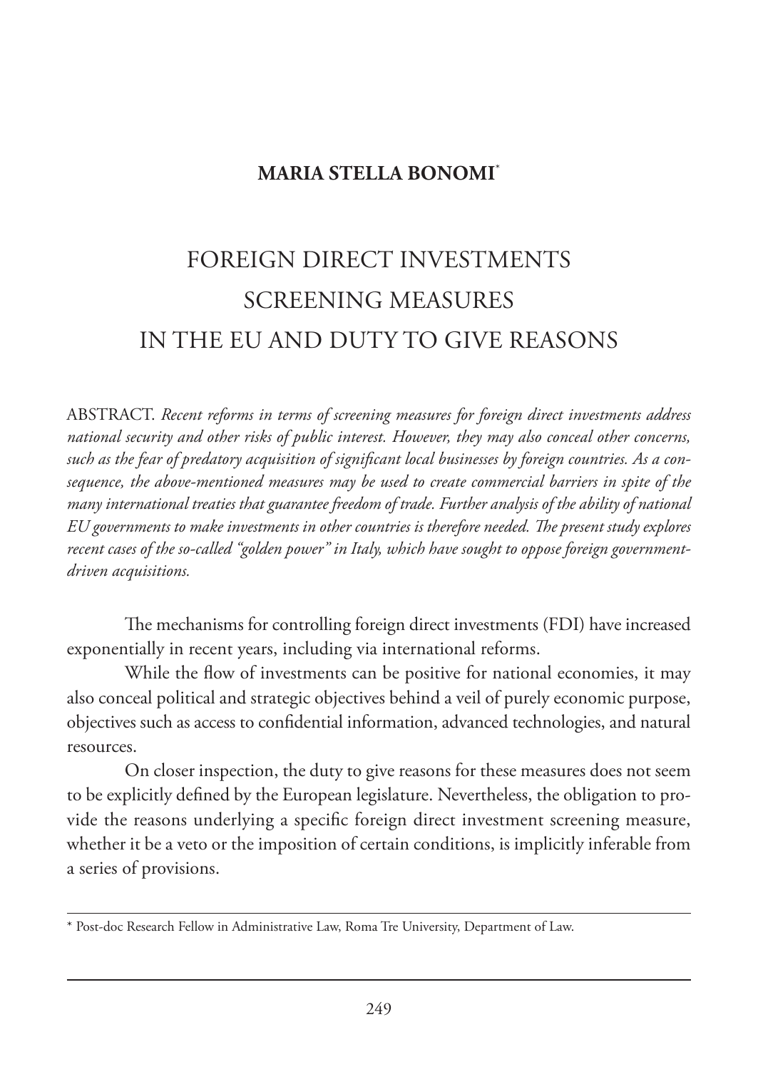**MARIA STELLA BONOMI**[*]

# FOREIGN DIRECT INVESTMENTS SCREENING MEASURES IN THE EU AND DUTY TO GIVE REASONS

ABSTRACT. *Recent reforms in terms of screening measures for foreign direct investments address national security and other risks of public interest. However, they may also conceal other concerns, such as the fear of predatory acquisition of significant local businesses by foreign countries. As a consequence, the above-mentioned measures may be used to create commercial barriers in spite of the many international treaties that guarantee freedom of trade. Further analysis of the ability of national EU governments to make investments in other countries is therefore needed. The present study explores recent cases of the so-called "golden power" in Italy, which have sought to oppose foreign government-driven acquisitions.*

The mechanisms for controlling foreign direct investments (FDI) have increased exponentially in recent years, including via international reforms.

While the flow of investments can be positive for national economies, it may also conceal political and strategic objectives behind a veil of purely economic purpose, objectives such as access to confidential information, advanced technologies, and natural resources.

On closer inspection, the duty to give reasons for these measures does not seem to be explicitly defined by the European legislature. Nevertheless, the obligation to provide the reasons underlying a specific foreign direct investment screening measure, whether it be a veto or the imposition of certain conditions, is implicitly inferable from a series of provisions.

---

[*] Post-doc Research Fellow in Administrative Law, Roma Tre University, Department of Law.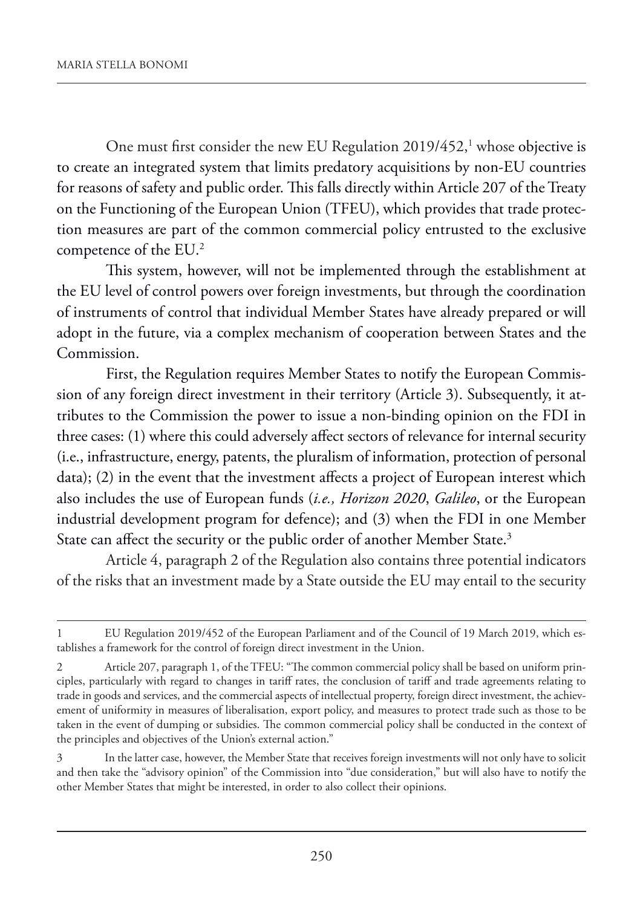One must first consider the new EU Regulation 2019/452,[1] whose objective is to create an integrated system that limits predatory acquisitions by non-EU countries for reasons of safety and public order. This falls directly within Article 207 of the Treaty on the Functioning of the European Union (TFEU), which provides that trade protection measures are part of the common commercial policy entrusted to the exclusive competence of the EU.[2]

This system, however, will not be implemented through the establishment at the EU level of control powers over foreign investments, but through the coordination of instruments of control that individual Member States have already prepared or will adopt in the future, via a complex mechanism of cooperation between States and the Commission.

First, the Regulation requires Member States to notify the European Commission of any foreign direct investment in their territory (Article 3). Subsequently, it attributes to the Commission the power to issue a non-binding opinion on the FDI in three cases: (1) where this could adversely affect sectors of relevance for internal security (i.e., infrastructure, energy, patents, the pluralism of information, protection of personal data); (2) in the event that the investment affects a project of European interest which also includes the use of European funds (*i.e., Horizon 2020*, *Galileo*, or the European industrial development program for defence); and (3) when the FDI in one Member State can affect the security or the public order of another Member State.[3]

Article 4, paragraph 2 of the Regulation also contains three potential indicators of the risks that an investment made by a State outside the EU may entail to the security

---

1 EU Regulation 2019/452 of the European Parliament and of the Council of 19 March 2019, which establishes a framework for the control of foreign direct investment in the Union.

2 Article 207, paragraph 1, of the TFEU: "The common commercial policy shall be based on uniform principles, particularly with regard to changes in tariff rates, the conclusion of tariff and trade agreements relating to trade in goods and services, and the commercial aspects of intellectual property, foreign direct investment, the achievement of uniformity in measures of liberalisation, export policy, and measures to protect trade such as those to be taken in the event of dumping or subsidies. The common commercial policy shall be conducted in the context of the principles and objectives of the Union's external action."

3 In the latter case, however, the Member State that receives foreign investments will not only have to solicit and then take the "advisory opinion" of the Commission into "due consideration," but will also have to notify the other Member States that might be interested, in order to also collect their opinions.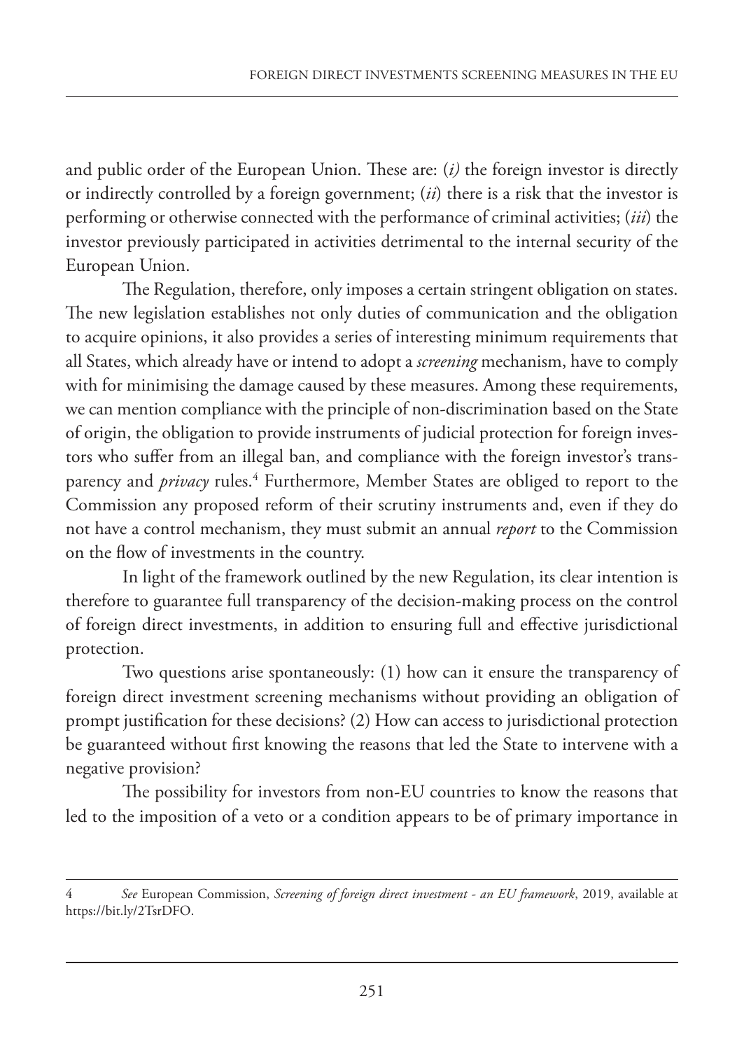and public order of the European Union. These are: (*i)* the foreign investor is directly or indirectly controlled by a foreign government; (*ii*) there is a risk that the investor is performing or otherwise connected with the performance of criminal activities; (*iii*) the investor previously participated in activities detrimental to the internal security of the European Union.

The Regulation, therefore, only imposes a certain stringent obligation on states. The new legislation establishes not only duties of communication and the obligation to acquire opinions, it also provides a series of interesting minimum requirements that all States, which already have or intend to adopt a *screening* mechanism, have to comply with for minimising the damage caused by these measures. Among these requirements, we can mention compliance with the principle of non-discrimination based on the State of origin, the obligation to provide instruments of judicial protection for foreign investors who suffer from an illegal ban, and compliance with the foreign investor's transparency and *privacy* rules.[4] Furthermore, Member States are obliged to report to the Commission any proposed reform of their scrutiny instruments and, even if they do not have a control mechanism, they must submit an annual *report* to the Commission on the flow of investments in the country.

In light of the framework outlined by the new Regulation, its clear intention is therefore to guarantee full transparency of the decision-making process on the control of foreign direct investments, in addition to ensuring full and effective jurisdictional protection.

Two questions arise spontaneously: (1) how can it ensure the transparency of foreign direct investment screening mechanisms without providing an obligation of prompt justification for these decisions? (2) How can access to jurisdictional protection be guaranteed without first knowing the reasons that led the State to intervene with a negative provision?

The possibility for investors from non-EU countries to know the reasons that led to the imposition of a veto or a condition appears to be of primary importance in

---

4 *See* European Commission, *Screening of foreign direct investment - an EU framework*, 2019, available at https://bit.ly/2TsrDFO.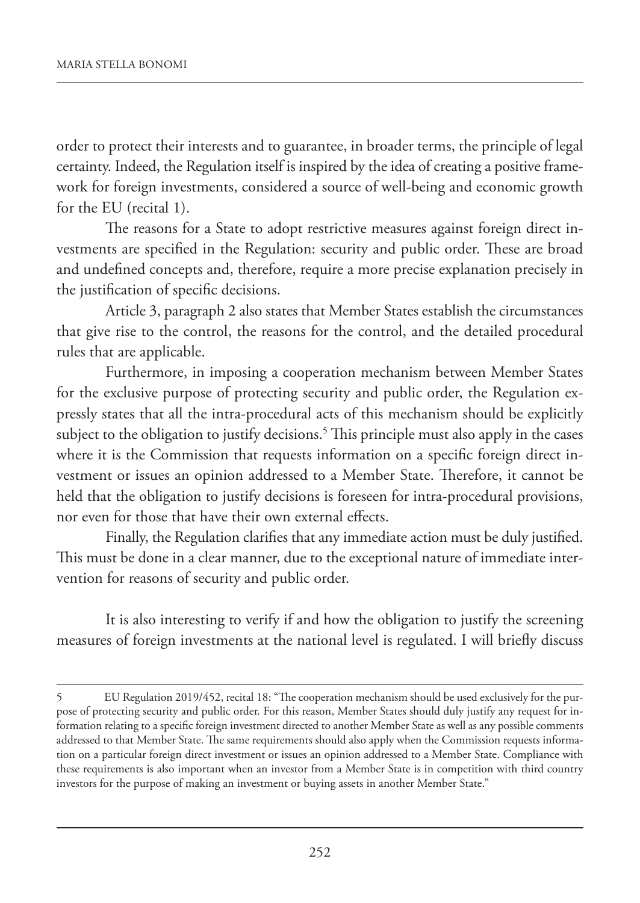order to protect their interests and to guarantee, in broader terms, the principle of legal certainty. Indeed, the Regulation itself is inspired by the idea of creating a positive framework for foreign investments, considered a source of well-being and economic growth for the EU (recital 1).

The reasons for a State to adopt restrictive measures against foreign direct investments are specified in the Regulation: security and public order. These are broad and undefined concepts and, therefore, require a more precise explanation precisely in the justification of specific decisions.

Article 3, paragraph 2 also states that Member States establish the circumstances that give rise to the control, the reasons for the control, and the detailed procedural rules that are applicable.

Furthermore, in imposing a cooperation mechanism between Member States for the exclusive purpose of protecting security and public order, the Regulation expressly states that all the intra-procedural acts of this mechanism should be explicitly subject to the obligation to justify decisions.[5] This principle must also apply in the cases where it is the Commission that requests information on a specific foreign direct investment or issues an opinion addressed to a Member State. Therefore, it cannot be held that the obligation to justify decisions is foreseen for intra-procedural provisions, nor even for those that have their own external effects.

Finally, the Regulation clarifies that any immediate action must be duly justified. This must be done in a clear manner, due to the exceptional nature of immediate intervention for reasons of security and public order.

It is also interesting to verify if and how the obligation to justify the screening measures of foreign investments at the national level is regulated. I will briefly discuss

---

5 EU Regulation 2019/452, recital 18: "The cooperation mechanism should be used exclusively for the purpose of protecting security and public order. For this reason, Member States should duly justify any request for information relating to a specific foreign investment directed to another Member State as well as any possible comments addressed to that Member State. The same requirements should also apply when the Commission requests information on a particular foreign direct investment or issues an opinion addressed to a Member State. Compliance with these requirements is also important when an investor from a Member State is in competition with third country investors for the purpose of making an investment or buying assets in another Member State."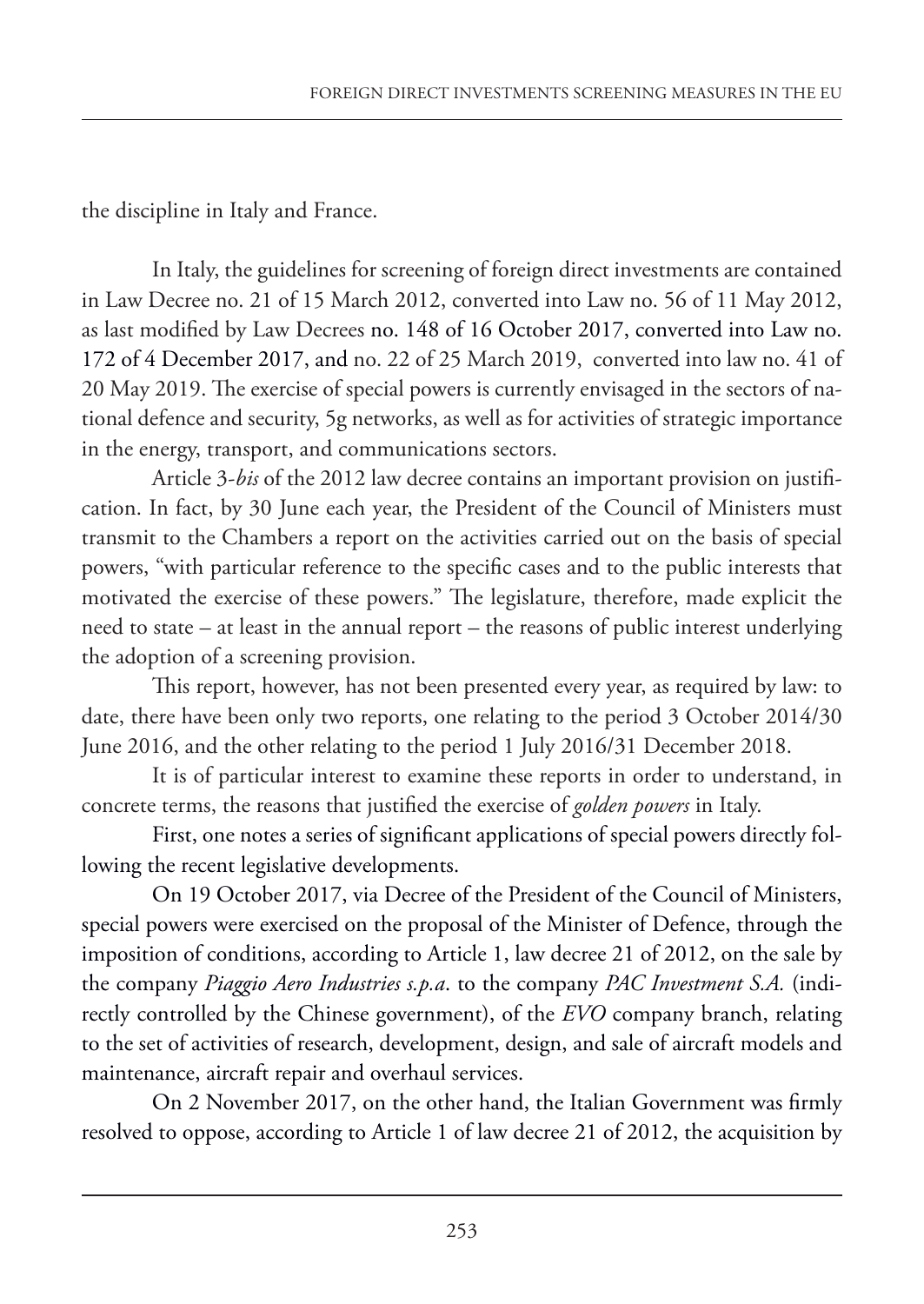the discipline in Italy and France.

In Italy, the guidelines for screening of foreign direct investments are contained in Law Decree no. 21 of 15 March 2012, converted into Law no. 56 of 11 May 2012, as last modified by Law Decrees no. 148 of 16 October 2017, converted into Law no. 172 of 4 December 2017, and no. 22 of 25 March 2019, converted into law no. 41 of 20 May 2019. The exercise of special powers is currently envisaged in the sectors of national defence and security, 5g networks, as well as for activities of strategic importance in the energy, transport, and communications sectors.

Article 3-*bis* of the 2012 law decree contains an important provision on justification. In fact, by 30 June each year, the President of the Council of Ministers must transmit to the Chambers a report on the activities carried out on the basis of special powers, "with particular reference to the specific cases and to the public interests that motivated the exercise of these powers." The legislature, therefore, made explicit the need to state – at least in the annual report – the reasons of public interest underlying the adoption of a screening provision.

This report, however, has not been presented every year, as required by law: to date, there have been only two reports, one relating to the period 3 October 2014/30 June 2016, and the other relating to the period 1 July 2016/31 December 2018.

It is of particular interest to examine these reports in order to understand, in concrete terms, the reasons that justified the exercise of *golden powers* in Italy.

First, one notes a series of significant applications of special powers directly following the recent legislative developments.

On 19 October 2017, via Decree of the President of the Council of Ministers, special powers were exercised on the proposal of the Minister of Defence, through the imposition of conditions, according to Article 1, law decree 21 of 2012, on the sale by the company *Piaggio Aero Industries s.p.a*. to the company *PAC Investment S.A.* (indirectly controlled by the Chinese government), of the *EVO* company branch, relating to the set of activities of research, development, design, and sale of aircraft models and maintenance, aircraft repair and overhaul services.

On 2 November 2017, on the other hand, the Italian Government was firmly resolved to oppose, according to Article 1 of law decree 21 of 2012, the acquisition by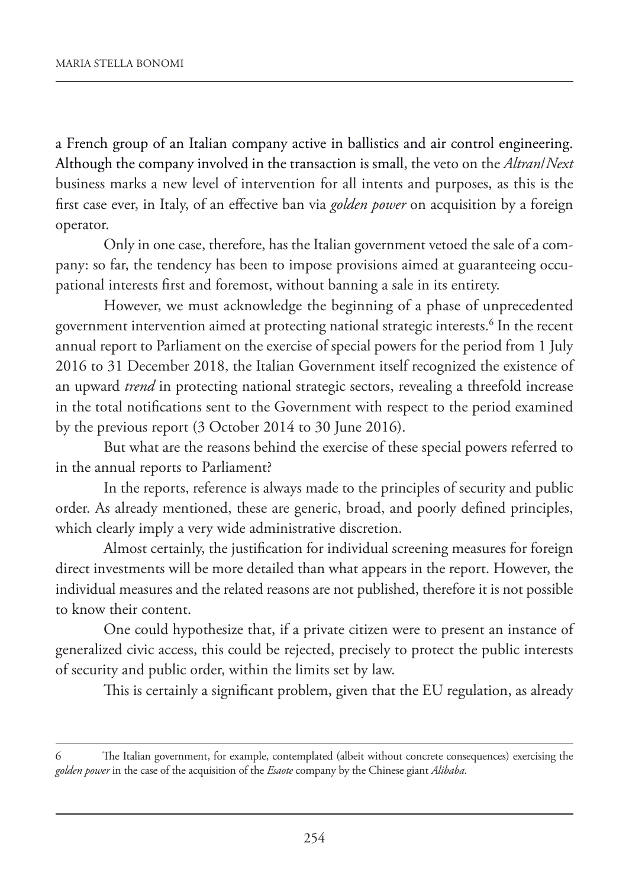a French group of an Italian company active in ballistics and air control engineering. Although the company involved in the transaction is small, the veto on the *Altran/Next* business marks a new level of intervention for all intents and purposes, as this is the first case ever, in Italy, of an effective ban via *golden power* on acquisition by a foreign operator.

Only in one case, therefore, has the Italian government vetoed the sale of a company: so far, the tendency has been to impose provisions aimed at guaranteeing occupational interests first and foremost, without banning a sale in its entirety.

However, we must acknowledge the beginning of a phase of unprecedented government intervention aimed at protecting national strategic interests.[6] In the recent annual report to Parliament on the exercise of special powers for the period from 1 July 2016 to 31 December 2018, the Italian Government itself recognized the existence of an upward *trend* in protecting national strategic sectors, revealing a threefold increase in the total notifications sent to the Government with respect to the period examined by the previous report (3 October 2014 to 30 June 2016).

But what are the reasons behind the exercise of these special powers referred to in the annual reports to Parliament?

In the reports, reference is always made to the principles of security and public order. As already mentioned, these are generic, broad, and poorly defined principles, which clearly imply a very wide administrative discretion.

Almost certainly, the justification for individual screening measures for foreign direct investments will be more detailed than what appears in the report. However, the individual measures and the related reasons are not published, therefore it is not possible to know their content.

One could hypothesize that, if a private citizen were to present an instance of generalized civic access, this could be rejected, precisely to protect the public interests of security and public order, within the limits set by law.

This is certainly a significant problem, given that the EU regulation, as already

---

6 The Italian government, for example, contemplated (albeit without concrete consequences) exercising the *golden power* in the case of the acquisition of the *Esaote* company by the Chinese giant *Alibaba*.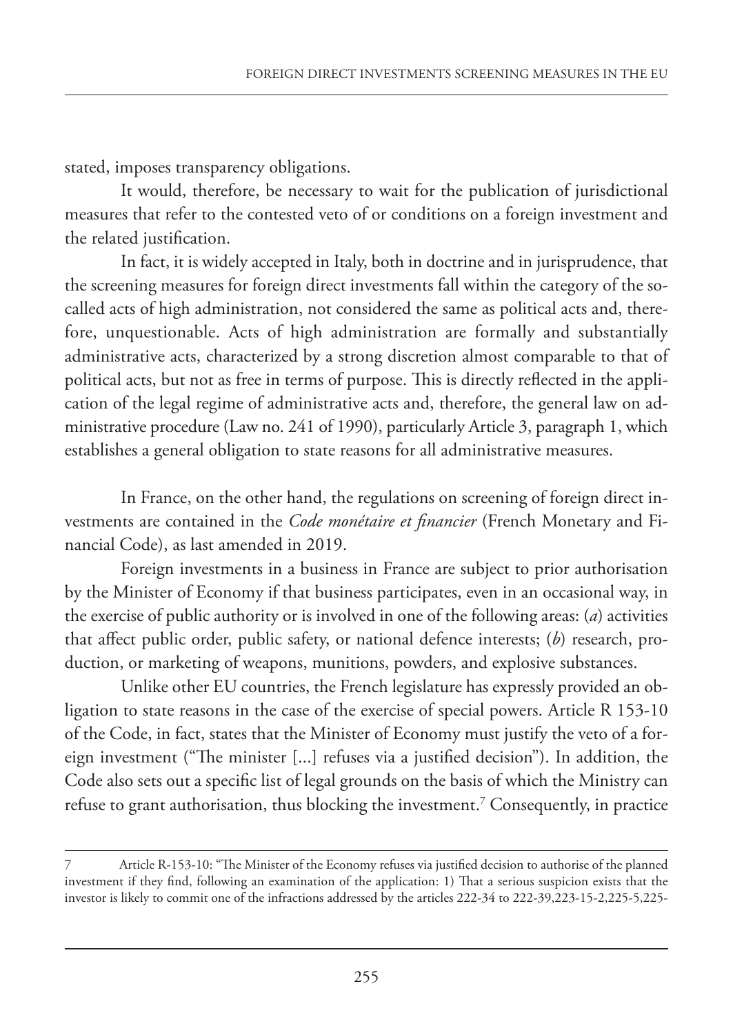stated, imposes transparency obligations.

It would, therefore, be necessary to wait for the publication of jurisdictional measures that refer to the contested veto of or conditions on a foreign investment and the related justification.

In fact, it is widely accepted in Italy, both in doctrine and in jurisprudence, that the screening measures for foreign direct investments fall within the category of the so-called acts of high administration, not considered the same as political acts and, therefore, unquestionable. Acts of high administration are formally and substantially administrative acts, characterized by a strong discretion almost comparable to that of political acts, but not as free in terms of purpose. This is directly reflected in the application of the legal regime of administrative acts and, therefore, the general law on administrative procedure (Law no. 241 of 1990), particularly Article 3, paragraph 1, which establishes a general obligation to state reasons for all administrative measures.

In France, on the other hand, the regulations on screening of foreign direct investments are contained in the *Code monétaire et financier* (French Monetary and Financial Code), as last amended in 2019.

Foreign investments in a business in France are subject to prior authorisation by the Minister of Economy if that business participates, even in an occasional way, in the exercise of public authority or is involved in one of the following areas: (*a*) activities that affect public order, public safety, or national defence interests; (*b*) research, production, or marketing of weapons, munitions, powders, and explosive substances.

Unlike other EU countries, the French legislature has expressly provided an obligation to state reasons in the case of the exercise of special powers. Article R 153-10 of the Code, in fact, states that the Minister of Economy must justify the veto of a foreign investment ("The minister [...] refuses via a justified decision"). In addition, the Code also sets out a specific list of legal grounds on the basis of which the Ministry can refuse to grant authorisation, thus blocking the investment.[7] Consequently, in practice

---

[7] Article R-153-10: "The Minister of the Economy refuses via justified decision to authorise of the planned investment if they find, following an examination of the application: 1) That a serious suspicion exists that the investor is likely to commit one of the infractions addressed by the articles 222-34 to 222-39,223-15-2,225-5,225-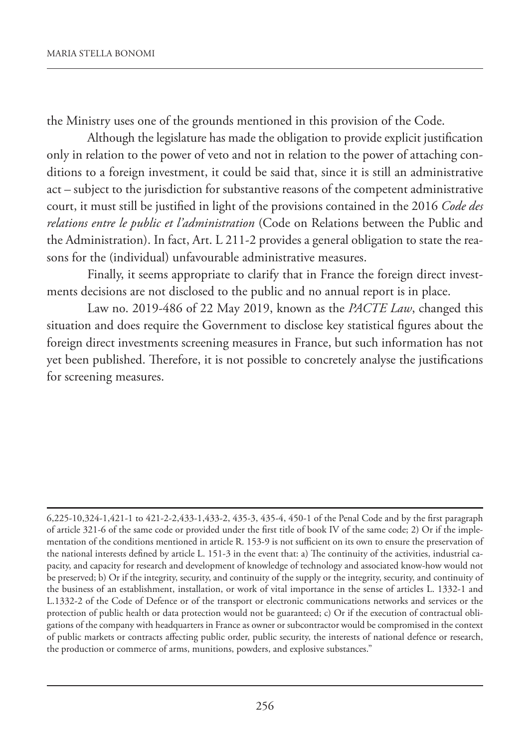the Ministry uses one of the grounds mentioned in this provision of the Code.

Although the legislature has made the obligation to provide explicit justification only in relation to the power of veto and not in relation to the power of attaching conditions to a foreign investment, it could be said that, since it is still an administrative act – subject to the jurisdiction for substantive reasons of the competent administrative court, it must still be justified in light of the provisions contained in the 2016 *Code des relations entre le public et l'administration* (Code on Relations between the Public and the Administration). In fact, Art. L 211-2 provides a general obligation to state the reasons for the (individual) unfavourable administrative measures.

Finally, it seems appropriate to clarify that in France the foreign direct investments decisions are not disclosed to the public and no annual report is in place.

Law no. 2019-486 of 22 May 2019, known as the *PACTE Law*, changed this situation and does require the Government to disclose key statistical figures about the foreign direct investments screening measures in France, but such information has not yet been published. Therefore, it is not possible to concretely analyse the justifications for screening measures.

---

6,225-10,324-1,421-1 to 421-2-2,433-1,433-2, 435-3, 435-4, 450-1 of the Penal Code and by the first paragraph of article 321-6 of the same code or provided under the first title of book IV of the same code; 2) Or if the implementation of the conditions mentioned in article R. 153-9 is not sufficient on its own to ensure the preservation of the national interests defined by article L. 151-3 in the event that: a) The continuity of the activities, industrial capacity, and capacity for research and development of knowledge of technology and associated know-how would not be preserved; b) Or if the integrity, security, and continuity of the supply or the integrity, security, and continuity of the business of an establishment, installation, or work of vital importance in the sense of articles L. 1332-1 and L.1332-2 of the Code of Defence or of the transport or electronic communications networks and services or the protection of public health or data protection would not be guaranteed; c) Or if the execution of contractual obligations of the company with headquarters in France as owner or subcontractor would be compromised in the context of public markets or contracts affecting public order, public security, the interests of national defence or research, the production or commerce of arms, munitions, powders, and explosive substances."